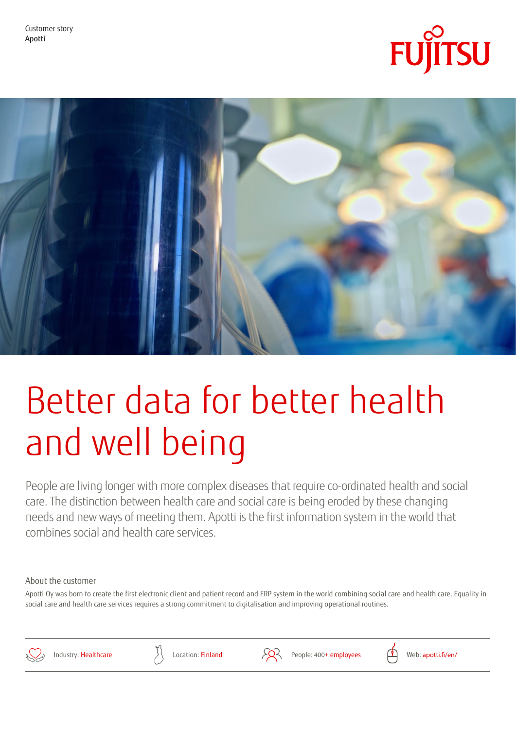Customer story
Apotti

# Better data for better health and well being

People are living longer with more complex diseases that require co-ordinated health and social care. The distinction between health care and social care is being eroded by these changing needs and new ways of meeting them. Apotti is the first information system in the world that combines social and health care services.

## About the customer

Apotti Oy was born to create the first electronic client and patient record and ERP system in the world combining social care and health care. Equality in social care and health care services requires a strong commitment to digitalisation and improving operational routines.

Industry: Healthcare

Location: Finland

People: 400+ employees

Web: apotti.fi/en/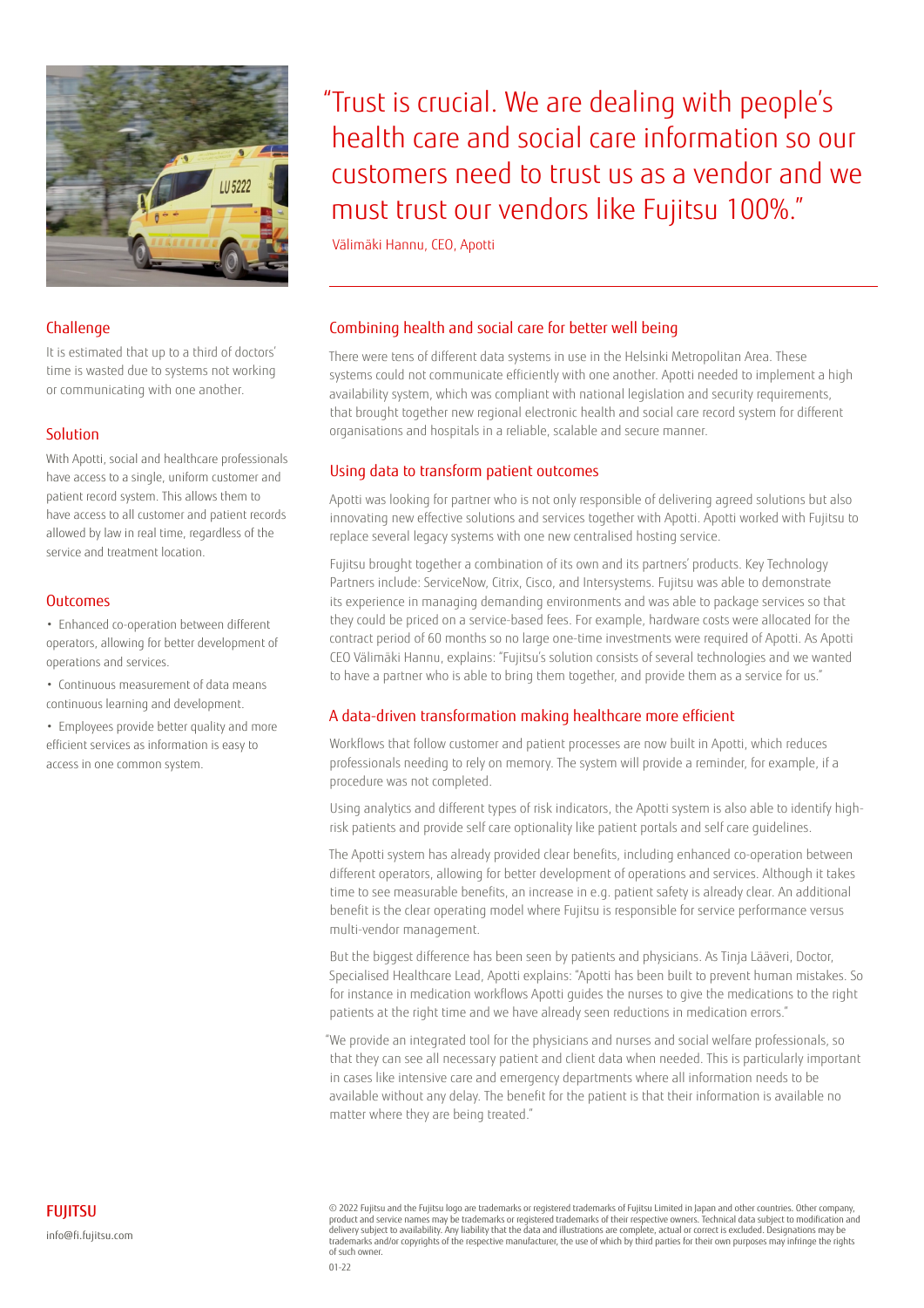"Trust is crucial. We are dealing with people's health care and social care information so our customers need to trust us as a vendor and we must trust our vendors like Fujitsu 100%."

Välimäki Hannu, CEO, Apotti

## Challenge

It is estimated that up to a third of doctors' time is wasted due to systems not working or communicating with one another.

## Solution

With Apotti, social and healthcare professionals have access to a single, uniform customer and patient record system. This allows them to have access to all customer and patient records allowed by law in real time, regardless of the service and treatment location.

## Outcomes

- Enhanced co-operation between different operators, allowing for better development of operations and services.
- Continuous measurement of data means continuous learning and development.
- Employees provide better quality and more efficient services as information is easy to access in one common system.

## Combining health and social care for better well being

There were tens of different data systems in use in the Helsinki Metropolitan Area. These systems could not communicate efficiently with one another. Apotti needed to implement a high availability system, which was compliant with national legislation and security requirements, that brought together new regional electronic health and social care record system for different organisations and hospitals in a reliable, scalable and secure manner.

## Using data to transform patient outcomes

Apotti was looking for partner who is not only responsible of delivering agreed solutions but also innovating new effective solutions and services together with Apotti. Apotti worked with Fujitsu to replace several legacy systems with one new centralised hosting service.

Fujitsu brought together a combination of its own and its partners' products. Key Technology Partners include: ServiceNow, Citrix, Cisco, and Intersystems. Fujitsu was able to demonstrate its experience in managing demanding environments and was able to package services so that they could be priced on a service-based fees. For example, hardware costs were allocated for the contract period of 60 months so no large one-time investments were required of Apotti. As Apotti CEO Välimäki Hannu, explains: "Fujitsu's solution consists of several technologies and we wanted to have a partner who is able to bring them together, and provide them as a service for us."

## A data-driven transformation making healthcare more efficient

Workflows that follow customer and patient processes are now built in Apotti, which reduces professionals needing to rely on memory. The system will provide a reminder, for example, if a procedure was not completed.

Using analytics and different types of risk indicators, the Apotti system is also able to identify high-risk patients and provide self care optionality like patient portals and self care guidelines.

The Apotti system has already provided clear benefits, including enhanced co-operation between different operators, allowing for better development of operations and services. Although it takes time to see measurable benefits, an increase in e.g. patient safety is already clear. An additional benefit is the clear operating model where Fujitsu is responsible for service performance versus multi-vendor management.

But the biggest difference has been seen by patients and physicians. As Tinja Lääveri, Doctor, Specialised Healthcare Lead, Apotti explains: "Apotti has been built to prevent human mistakes. So for instance in medication workflows Apotti guides the nurses to give the medications to the right patients at the right time and we have already seen reductions in medication errors."

"We provide an integrated tool for the physicians and nurses and social welfare professionals, so that they can see all necessary patient and client data when needed. This is particularly important in cases like intensive care and emergency departments where all information needs to be available without any delay. The benefit for the patient is that their information is available no matter where they are being treated."

**FUJITSU**

info@fi.fujitsu.com

© 2022 Fujitsu and the Fujitsu logo are trademarks or registered trademarks of Fujitsu Limited in Japan and other countries. Other company, product and service names may be trademarks or registered trademarks of their respective owners. Technical data subject to modification and delivery subject to availability. Any liability that the data and illustrations are complete, actual or correct is excluded. Designations may be trademarks and/or copyrights of the respective manufacturer, the use of which by third parties for their own purposes may infringe the rights of such owner.

01-22